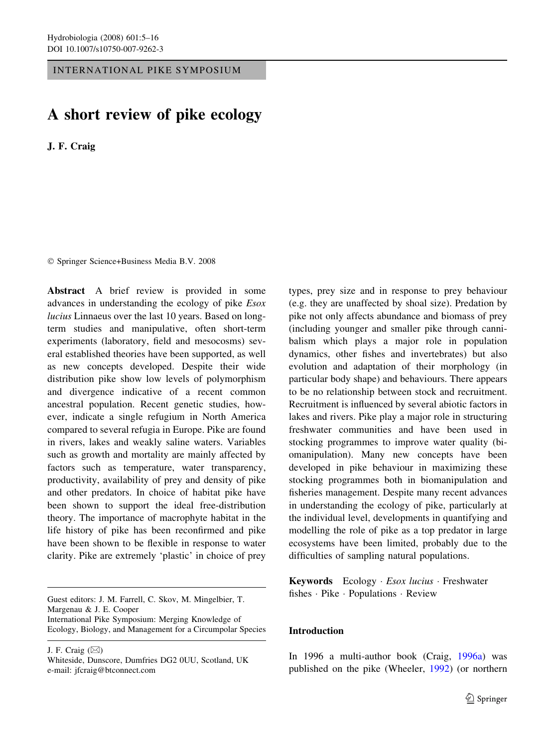INTERNATIONAL PIKE SYMPOSIUM

# A short review of pike ecology

**J. F. Craig**

© Springer Science+Business Media B.V. 2008

**Abstract** A brief review is provided in some advances in understanding the ecology of pike *Esox lucius* Linnaeus over the last 10 years. Based on long-term studies and manipulative, often short-term experiments (laboratory, field and mesocosms) several established theories have been supported, as well as new concepts developed. Despite their wide distribution pike show low levels of polymorphism and divergence indicative of a recent common ancestral population. Recent genetic studies, however, indicate a single refugium in North America compared to several refugia in Europe. Pike are found in rivers, lakes and weakly saline waters. Variables such as growth and mortality are mainly affected by factors such as temperature, water transparency, productivity, availability of prey and density of pike and other predators. In choice of habitat pike have been shown to support the ideal free-distribution theory. The importance of macrophyte habitat in the life history of pike has been reconfirmed and pike have been shown to be flexible in response to water clarity. Pike are extremely 'plastic' in choice of prey types, prey size and in response to prey behaviour (e.g. they are unaffected by shoal size). Predation by pike not only affects abundance and biomass of prey (including younger and smaller pike through cannibalism which plays a major role in population dynamics, other fishes and invertebrates) but also evolution and adaptation of their morphology (in particular body shape) and behaviours. There appears to be no relationship between stock and recruitment. Recruitment is influenced by several abiotic factors in lakes and rivers. Pike play a major role in structuring freshwater communities and have been used in stocking programmes to improve water quality (biomanipulation). Many new concepts have been developed in pike behaviour in maximizing these stocking programmes both in biomanipulation and fisheries management. Despite many recent advances in understanding the ecology of pike, particularly at the individual level, developments in quantifying and modelling the role of pike as a top predator in large ecosystems have been limited, probably due to the difficulties of sampling natural populations.

**Keywords** Ecology · *Esox lucius* · Freshwater fishes · Pike · Populations · Review

Guest editors: J. M. Farrell, C. Skov, M. Mingelbier, T. Margenau & J. E. Cooper
International Pike Symposium: Merging Knowledge of Ecology, Biology, and Management for a Circumpolar Species

J. F. Craig (✉)
Whiteside, Dunscore, Dumfries DG2 0UU, Scotland, UK
e-mail: jfcraig@btconnect.com

## Introduction

In 1996 a multi-author book (Craig, 1996a) was published on the pike (Wheeler, 1992) (or northern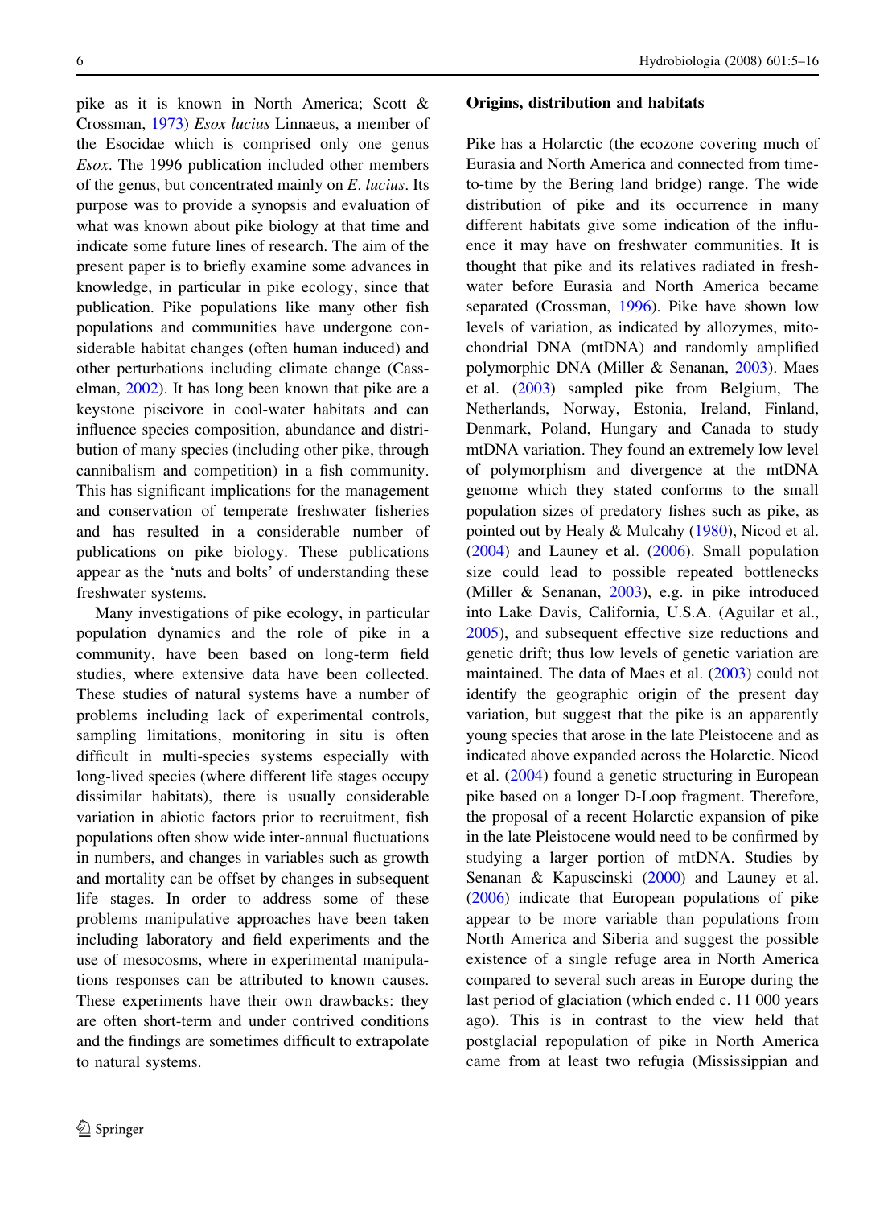pike as it is known in North America; Scott & Crossman, 1973) *Esox lucius* Linnaeus, a member of the Esocidae which is comprised only one genus *Esox*. The 1996 publication included other members of the genus, but concentrated mainly on *E. lucius*. Its purpose was to provide a synopsis and evaluation of what was known about pike biology at that time and indicate some future lines of research. The aim of the present paper is to briefly examine some advances in knowledge, in particular in pike ecology, since that publication. Pike populations like many other fish populations and communities have undergone considerable habitat changes (often human induced) and other perturbations including climate change (Casselman, 2002). It has long been known that pike are a keystone piscivore in cool-water habitats and can influence species composition, abundance and distribution of many species (including other pike, through cannibalism and competition) in a fish community. This has significant implications for the management and conservation of temperate freshwater fisheries and has resulted in a considerable number of publications on pike biology. These publications appear as the 'nuts and bolts' of understanding these freshwater systems.

Many investigations of pike ecology, in particular population dynamics and the role of pike in a community, have been based on long-term field studies, where extensive data have been collected. These studies of natural systems have a number of problems including lack of experimental controls, sampling limitations, monitoring in situ is often difficult in multi-species systems especially with long-lived species (where different life stages occupy dissimilar habitats), there is usually considerable variation in abiotic factors prior to recruitment, fish populations often show wide inter-annual fluctuations in numbers, and changes in variables such as growth and mortality can be offset by changes in subsequent life stages. In order to address some of these problems manipulative approaches have been taken including laboratory and field experiments and the use of mesocosms, where in experimental manipulations responses can be attributed to known causes. These experiments have their own drawbacks: they are often short-term and under contrived conditions and the findings are sometimes difficult to extrapolate to natural systems.

## Origins, distribution and habitats

Pike has a Holarctic (the ecozone covering much of Eurasia and North America and connected from time-to-time by the Bering land bridge) range. The wide distribution of pike and its occurrence in many different habitats give some indication of the influence it may have on freshwater communities. It is thought that pike and its relatives radiated in freshwater before Eurasia and North America became separated (Crossman, 1996). Pike have shown low levels of variation, as indicated by allozymes, mitochondrial DNA (mtDNA) and randomly amplified polymorphic DNA (Miller & Senanan, 2003). Maes et al. (2003) sampled pike from Belgium, The Netherlands, Norway, Estonia, Ireland, Finland, Denmark, Poland, Hungary and Canada to study mtDNA variation. They found an extremely low level of polymorphism and divergence at the mtDNA genome which they stated conforms to the small population sizes of predatory fishes such as pike, as pointed out by Healy & Mulcahy (1980), Nicod et al. (2004) and Launey et al. (2006). Small population size could lead to possible repeated bottlenecks (Miller & Senanan, 2003), e.g. in pike introduced into Lake Davis, California, U.S.A. (Aguilar et al., 2005), and subsequent effective size reductions and genetic drift; thus low levels of genetic variation are maintained. The data of Maes et al. (2003) could not identify the geographic origin of the present day variation, but suggest that the pike is an apparently young species that arose in the late Pleistocene and as indicated above expanded across the Holarctic. Nicod et al. (2004) found a genetic structuring in European pike based on a longer D-Loop fragment. Therefore, the proposal of a recent Holarctic expansion of pike in the late Pleistocene would need to be confirmed by studying a larger portion of mtDNA. Studies by Senanan & Kapuscinski (2000) and Launey et al. (2006) indicate that European populations of pike appear to be more variable than populations from North America and Siberia and suggest the possible existence of a single refuge area in North America compared to several such areas in Europe during the last period of glaciation (which ended c. 11 000 years ago). This is in contrast to the view held that postglacial repopulation of pike in North America came from at least two refugia (Mississippian and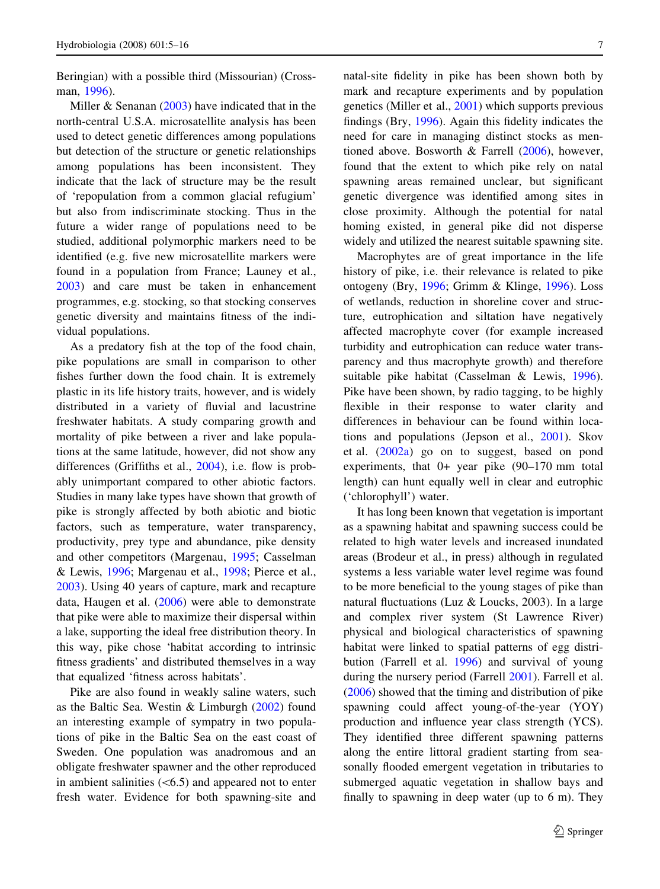Beringian) with a possible third (Missourian) (Crossman, 1996).

Miller & Senanan (2003) have indicated that in the north-central U.S.A. microsatellite analysis has been used to detect genetic differences among populations but detection of the structure or genetic relationships among populations has been inconsistent. They indicate that the lack of structure may be the result of 'repopulation from a common glacial refugium' but also from indiscriminate stocking. Thus in the future a wider range of populations need to be studied, additional polymorphic markers need to be identified (e.g. five new microsatellite markers were found in a population from France; Launey et al., 2003) and care must be taken in enhancement programmes, e.g. stocking, so that stocking conserves genetic diversity and maintains fitness of the individual populations.

As a predatory fish at the top of the food chain, pike populations are small in comparison to other fishes further down the food chain. It is extremely plastic in its life history traits, however, and is widely distributed in a variety of fluvial and lacustrine freshwater habitats. A study comparing growth and mortality of pike between a river and lake populations at the same latitude, however, did not show any differences (Griffiths et al., 2004), i.e. flow is probably unimportant compared to other abiotic factors. Studies in many lake types have shown that growth of pike is strongly affected by both abiotic and biotic factors, such as temperature, water transparency, productivity, prey type and abundance, pike density and other competitors (Margenau, 1995; Casselman & Lewis, 1996; Margenau et al., 1998; Pierce et al., 2003). Using 40 years of capture, mark and recapture data, Haugen et al. (2006) were able to demonstrate that pike were able to maximize their dispersal within a lake, supporting the ideal free distribution theory. In this way, pike chose 'habitat according to intrinsic fitness gradients' and distributed themselves in a way that equalized 'fitness across habitats'.

Pike are also found in weakly saline waters, such as the Baltic Sea. Westin & Limburgh (2002) found an interesting example of sympatry in two populations of pike in the Baltic Sea on the east coast of Sweden. One population was anadromous and an obligate freshwater spawner and the other reproduced in ambient salinities (<6.5) and appeared not to enter fresh water. Evidence for both spawning-site and natal-site fidelity in pike has been shown both by mark and recapture experiments and by population genetics (Miller et al., 2001) which supports previous findings (Bry, 1996). Again this fidelity indicates the need for care in managing distinct stocks as mentioned above. Bosworth & Farrell (2006), however, found that the extent to which pike rely on natal spawning areas remained unclear, but significant genetic divergence was identified among sites in close proximity. Although the potential for natal homing existed, in general pike did not disperse widely and utilized the nearest suitable spawning site.

Macrophytes are of great importance in the life history of pike, i.e. their relevance is related to pike ontogeny (Bry, 1996; Grimm & Klinge, 1996). Loss of wetlands, reduction in shoreline cover and structure, eutrophication and siltation have negatively affected macrophyte cover (for example increased turbidity and eutrophication can reduce water transparency and thus macrophyte growth) and therefore suitable pike habitat (Casselman & Lewis, 1996). Pike have been shown, by radio tagging, to be highly flexible in their response to water clarity and differences in behaviour can be found within locations and populations (Jepson et al., 2001). Skov et al. (2002a) go on to suggest, based on pond experiments, that 0+ year pike (90–170 mm total length) can hunt equally well in clear and eutrophic ('chlorophyll') water.

It has long been known that vegetation is important as a spawning habitat and spawning success could be related to high water levels and increased inundated areas (Brodeur et al., in press) although in regulated systems a less variable water level regime was found to be more beneficial to the young stages of pike than natural fluctuations (Luz & Loucks, 2003). In a large and complex river system (St Lawrence River) physical and biological characteristics of spawning habitat were linked to spatial patterns of egg distribution (Farrell et al. 1996) and survival of young during the nursery period (Farrell 2001). Farrell et al. (2006) showed that the timing and distribution of pike spawning could affect young-of-the-year (YOY) production and influence year class strength (YCS). They identified three different spawning patterns along the entire littoral gradient starting from seasonally flooded emergent vegetation in tributaries to submerged aquatic vegetation in shallow bays and finally to spawning in deep water (up to 6 m). They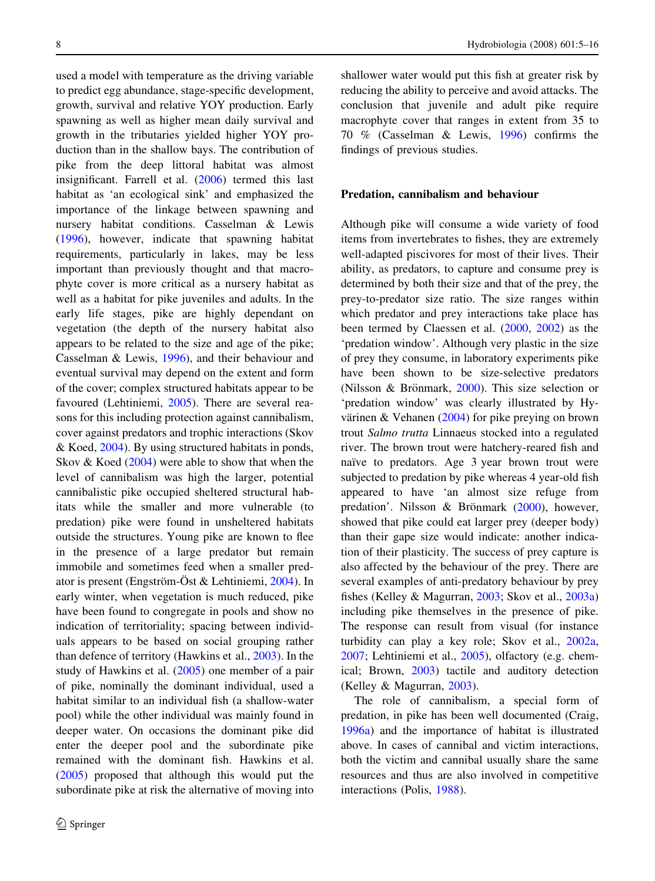used a model with temperature as the driving variable to predict egg abundance, stage-specific development, growth, survival and relative YOY production. Early spawning as well as higher mean daily survival and growth in the tributaries yielded higher YOY production than in the shallow bays. The contribution of pike from the deep littoral habitat was almost insignificant. Farrell et al. (2006) termed this last habitat as 'an ecological sink' and emphasized the importance of the linkage between spawning and nursery habitat conditions. Casselman & Lewis (1996), however, indicate that spawning habitat requirements, particularly in lakes, may be less important than previously thought and that macrophyte cover is more critical as a nursery habitat as well as a habitat for pike juveniles and adults. In the early life stages, pike are highly dependant on vegetation (the depth of the nursery habitat also appears to be related to the size and age of the pike; Casselman & Lewis, 1996), and their behaviour and eventual survival may depend on the extent and form of the cover; complex structured habitats appear to be favoured (Lehtiniemi, 2005). There are several reasons for this including protection against cannibalism, cover against predators and trophic interactions (Skov & Koed, 2004). By using structured habitats in ponds, Skov & Koed (2004) were able to show that when the level of cannibalism was high the larger, potential cannibalistic pike occupied sheltered structural habitats while the smaller and more vulnerable (to predation) pike were found in unsheltered habitats outside the structures. Young pike are known to flee in the presence of a large predator but remain immobile and sometimes feed when a smaller predator is present (Engström-Öst & Lehtiniemi, 2004). In early winter, when vegetation is much reduced, pike have been found to congregate in pools and show no indication of territoriality; spacing between individuals appears to be based on social grouping rather than defence of territory (Hawkins et al., 2003). In the study of Hawkins et al. (2005) one member of a pair of pike, nominally the dominant individual, used a habitat similar to an individual fish (a shallow-water pool) while the other individual was mainly found in deeper water. On occasions the dominant pike did enter the deeper pool and the subordinate pike remained with the dominant fish. Hawkins et al. (2005) proposed that although this would put the subordinate pike at risk the alternative of moving into shallower water would put this fish at greater risk by reducing the ability to perceive and avoid attacks. The conclusion that juvenile and adult pike require macrophyte cover that ranges in extent from 35 to 70 % (Casselman & Lewis, 1996) confirms the findings of previous studies.

## Predation, cannibalism and behaviour

Although pike will consume a wide variety of food items from invertebrates to fishes, they are extremely well-adapted piscivores for most of their lives. Their ability, as predators, to capture and consume prey is determined by both their size and that of the prey, the prey-to-predator size ratio. The size ranges within which predator and prey interactions take place has been termed by Claessen et al. (2000, 2002) as the 'predation window'. Although very plastic in the size of prey they consume, in laboratory experiments pike have been shown to be size-selective predators (Nilsson & Brönmark, 2000). This size selection or 'predation window' was clearly illustrated by Hyvärinen & Vehanen (2004) for pike preying on brown trout *Salmo trutta* Linnaeus stocked into a regulated river. The brown trout were hatchery-reared fish and naïve to predators. Age 3 year brown trout were subjected to predation by pike whereas 4 year-old fish appeared to have 'an almost size refuge from predation'. Nilsson & Brönmark (2000), however, showed that pike could eat larger prey (deeper body) than their gape size would indicate: another indication of their plasticity. The success of prey capture is also affected by the behaviour of the prey. There are several examples of anti-predatory behaviour by prey fishes (Kelley & Magurran, 2003; Skov et al., 2003a) including pike themselves in the presence of pike. The response can result from visual (for instance turbidity can play a key role; Skov et al., 2002a, 2007; Lehtiniemi et al., 2005), olfactory (e.g. chemical; Brown, 2003) tactile and auditory detection (Kelley & Magurran, 2003).

The role of cannibalism, a special form of predation, in pike has been well documented (Craig, 1996a) and the importance of habitat is illustrated above. In cases of cannibal and victim interactions, both the victim and cannibal usually share the same resources and thus are also involved in competitive interactions (Polis, 1988).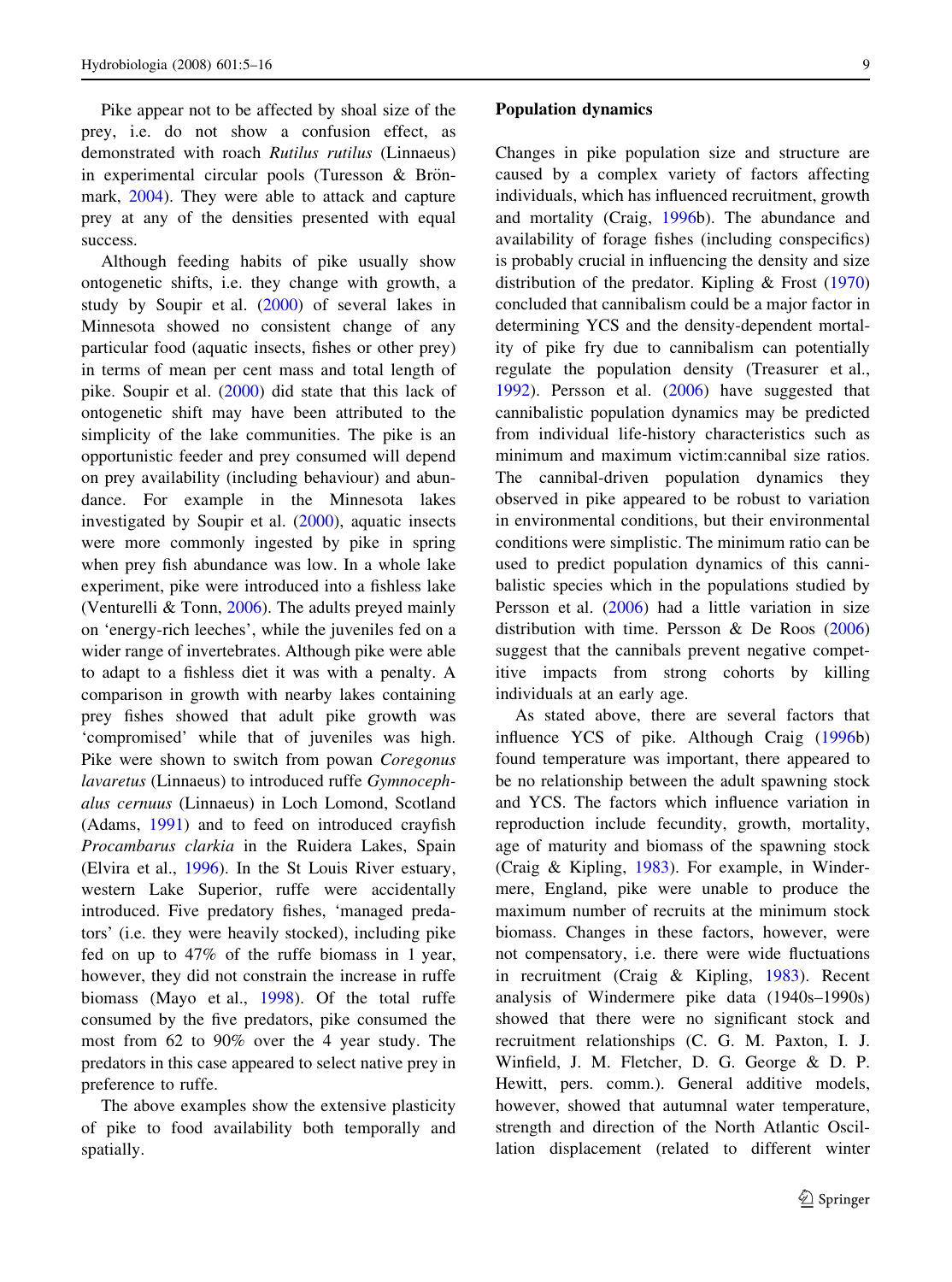Pike appear not to be affected by shoal size of the prey, i.e. do not show a confusion effect, as demonstrated with roach *Rutilus rutilus* (Linnaeus) in experimental circular pools (Turesson & Brönmark, 2004). They were able to attack and capture prey at any of the densities presented with equal success.

Although feeding habits of pike usually show ontogenetic shifts, i.e. they change with growth, a study by Soupir et al. (2000) of several lakes in Minnesota showed no consistent change of any particular food (aquatic insects, fishes or other prey) in terms of mean per cent mass and total length of pike. Soupir et al. (2000) did state that this lack of ontogenetic shift may have been attributed to the simplicity of the lake communities. The pike is an opportunistic feeder and prey consumed will depend on prey availability (including behaviour) and abundance. For example in the Minnesota lakes investigated by Soupir et al. (2000), aquatic insects were more commonly ingested by pike in spring when prey fish abundance was low. In a whole lake experiment, pike were introduced into a fishless lake (Venturelli & Tonn, 2006). The adults preyed mainly on 'energy-rich leeches', while the juveniles fed on a wider range of invertebrates. Although pike were able to adapt to a fishless diet it was with a penalty. A comparison in growth with nearby lakes containing prey fishes showed that adult pike growth was 'compromised' while that of juveniles was high. Pike were shown to switch from powan *Coregonus lavaretus* (Linnaeus) to introduced ruffe *Gymnocephalus cernuus* (Linnaeus) in Loch Lomond, Scotland (Adams, 1991) and to feed on introduced crayfish *Procambarus clarkia* in the Ruidera Lakes, Spain (Elvira et al., 1996). In the St Louis River estuary, western Lake Superior, ruffe were accidentally introduced. Five predatory fishes, 'managed predators' (i.e. they were heavily stocked), including pike fed on up to 47% of the ruffe biomass in 1 year, however, they did not constrain the increase in ruffe biomass (Mayo et al., 1998). Of the total ruffe consumed by the five predators, pike consumed the most from 62 to 90% over the 4 year study. The predators in this case appeared to select native prey in preference to ruffe.

The above examples show the extensive plasticity of pike to food availability both temporally and spatially.

## Population dynamics

Changes in pike population size and structure are caused by a complex variety of factors affecting individuals, which has influenced recruitment, growth and mortality (Craig, 1996b). The abundance and availability of forage fishes (including conspecifics) is probably crucial in influencing the density and size distribution of the predator. Kipling & Frost (1970) concluded that cannibalism could be a major factor in determining YCS and the density-dependent mortality of pike fry due to cannibalism can potentially regulate the population density (Treasurer et al., 1992). Persson et al. (2006) have suggested that cannibalistic population dynamics may be predicted from individual life-history characteristics such as minimum and maximum victim:cannibal size ratios. The cannibal-driven population dynamics they observed in pike appeared to be robust to variation in environmental conditions, but their environmental conditions were simplistic. The minimum ratio can be used to predict population dynamics of this cannibalistic species which in the populations studied by Persson et al. (2006) had a little variation in size distribution with time. Persson & De Roos (2006) suggest that the cannibals prevent negative competitive impacts from strong cohorts by killing individuals at an early age.

As stated above, there are several factors that influence YCS of pike. Although Craig (1996b) found temperature was important, there appeared to be no relationship between the adult spawning stock and YCS. The factors which influence variation in reproduction include fecundity, growth, mortality, age of maturity and biomass of the spawning stock (Craig & Kipling, 1983). For example, in Windermere, England, pike were unable to produce the maximum number of recruits at the minimum stock biomass. Changes in these factors, however, were not compensatory, i.e. there were wide fluctuations in recruitment (Craig & Kipling, 1983). Recent analysis of Windermere pike data (1940s–1990s) showed that there were no significant stock and recruitment relationships (C. G. M. Paxton, I. J. Winfield, J. M. Fletcher, D. G. George & D. P. Hewitt, pers. comm.). General additive models, however, showed that autumnal water temperature, strength and direction of the North Atlantic Oscillation displacement (related to different winter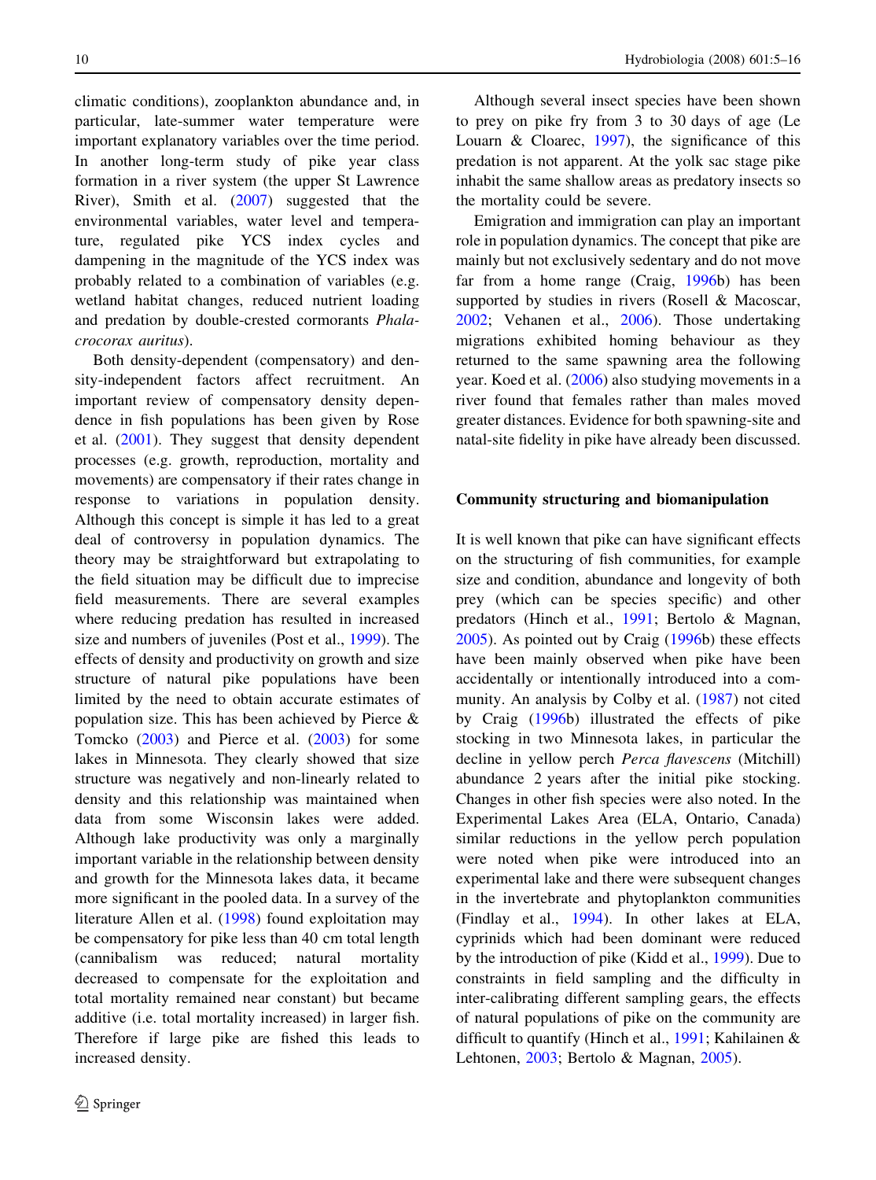climatic conditions), zooplankton abundance and, in particular, late-summer water temperature were important explanatory variables over the time period. In another long-term study of pike year class formation in a river system (the upper St Lawrence River), Smith et al. (2007) suggested that the environmental variables, water level and temperature, regulated pike YCS index cycles and dampening in the magnitude of the YCS index was probably related to a combination of variables (e.g. wetland habitat changes, reduced nutrient loading and predation by double-crested cormorants *Phalacrocorax auritus*).

Both density-dependent (compensatory) and density-independent factors affect recruitment. An important review of compensatory density dependence in fish populations has been given by Rose et al. (2001). They suggest that density dependent processes (e.g. growth, reproduction, mortality and movements) are compensatory if their rates change in response to variations in population density. Although this concept is simple it has led to a great deal of controversy in population dynamics. The theory may be straightforward but extrapolating to the field situation may be difficult due to imprecise field measurements. There are several examples where reducing predation has resulted in increased size and numbers of juveniles (Post et al., 1999). The effects of density and productivity on growth and size structure of natural pike populations have been limited by the need to obtain accurate estimates of population size. This has been achieved by Pierce & Tomcko (2003) and Pierce et al. (2003) for some lakes in Minnesota. They clearly showed that size structure was negatively and non-linearly related to density and this relationship was maintained when data from some Wisconsin lakes were added. Although lake productivity was only a marginally important variable in the relationship between density and growth for the Minnesota lakes data, it became more significant in the pooled data. In a survey of the literature Allen et al. (1998) found exploitation may be compensatory for pike less than 40 cm total length (cannibalism was reduced; natural mortality decreased to compensate for the exploitation and total mortality remained near constant) but became additive (i.e. total mortality increased) in larger fish. Therefore if large pike are fished this leads to increased density.

Although several insect species have been shown to prey on pike fry from 3 to 30 days of age (Le Louarn & Cloarec, 1997), the significance of this predation is not apparent. At the yolk sac stage pike inhabit the same shallow areas as predatory insects so the mortality could be severe.

Emigration and immigration can play an important role in population dynamics. The concept that pike are mainly but not exclusively sedentary and do not move far from a home range (Craig, 1996b) has been supported by studies in rivers (Rosell & Macoscar, 2002; Vehanen et al., 2006). Those undertaking migrations exhibited homing behaviour as they returned to the same spawning area the following year. Koed et al. (2006) also studying movements in a river found that females rather than males moved greater distances. Evidence for both spawning-site and natal-site fidelity in pike have already been discussed.

## Community structuring and biomanipulation

It is well known that pike can have significant effects on the structuring of fish communities, for example size and condition, abundance and longevity of both prey (which can be species specific) and other predators (Hinch et al., 1991; Bertolo & Magnan, 2005). As pointed out by Craig (1996b) these effects have been mainly observed when pike have been accidentally or intentionally introduced into a community. An analysis by Colby et al. (1987) not cited by Craig (1996b) illustrated the effects of pike stocking in two Minnesota lakes, in particular the decline in yellow perch *Perca flavescens* (Mitchill) abundance 2 years after the initial pike stocking. Changes in other fish species were also noted. In the Experimental Lakes Area (ELA, Ontario, Canada) similar reductions in the yellow perch population were noted when pike were introduced into an experimental lake and there were subsequent changes in the invertebrate and phytoplankton communities (Findlay et al., 1994). In other lakes at ELA, cyprinids which had been dominant were reduced by the introduction of pike (Kidd et al., 1999). Due to constraints in field sampling and the difficulty in inter-calibrating different sampling gears, the effects of natural populations of pike on the community are difficult to quantify (Hinch et al., 1991; Kahilainen & Lehtonen, 2003; Bertolo & Magnan, 2005).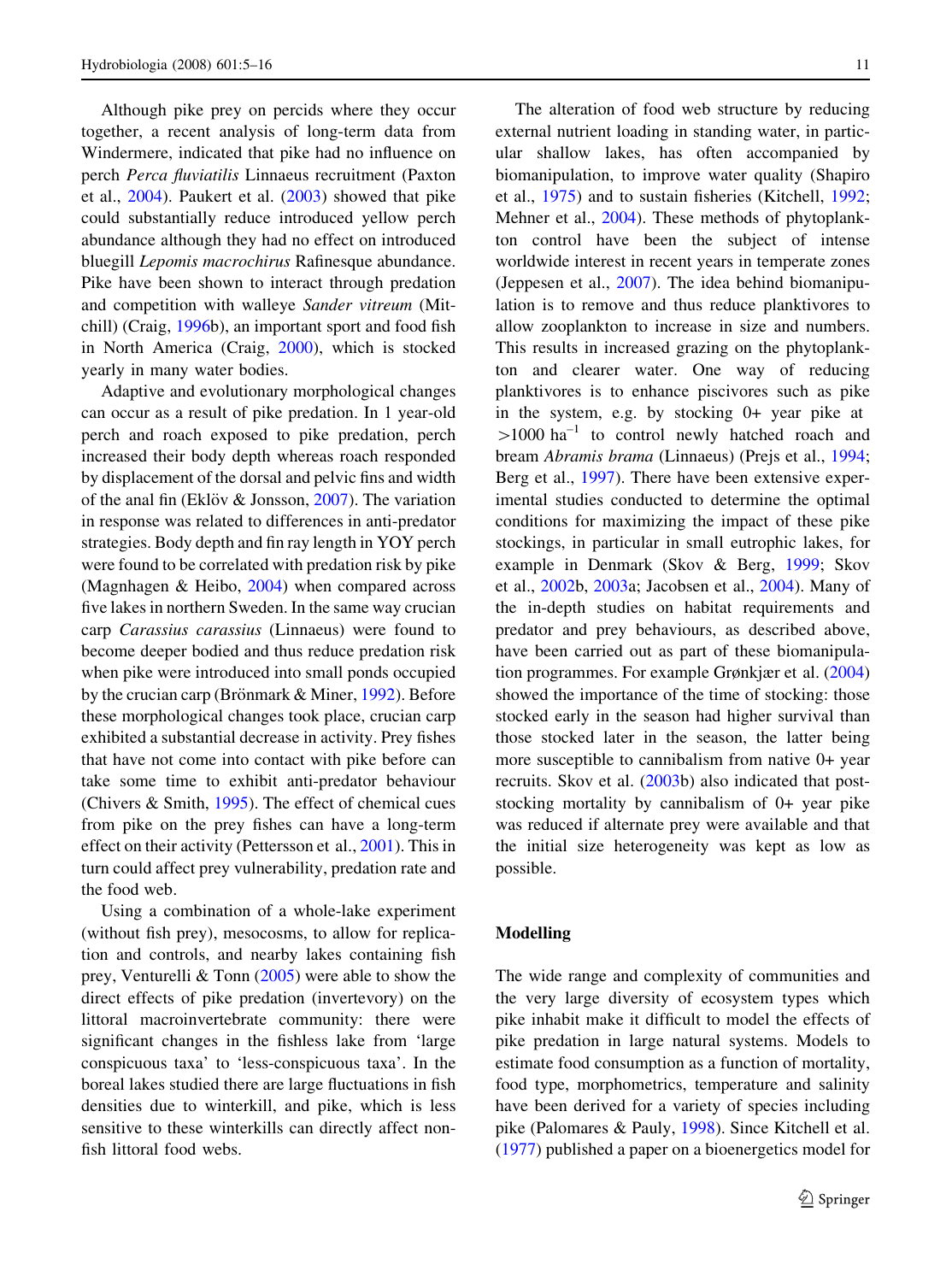Although pike prey on percids where they occur together, a recent analysis of long-term data from Windermere, indicated that pike had no influence on perch *Perca fluviatilis* Linnaeus recruitment (Paxton et al., 2004). Paukert et al. (2003) showed that pike could substantially reduce introduced yellow perch abundance although they had no effect on introduced bluegill *Lepomis macrochirus* Rafinesque abundance. Pike have been shown to interact through predation and competition with walleye *Sander vitreum* (Mitchill) (Craig, 1996b), an important sport and food fish in North America (Craig, 2000), which is stocked yearly in many water bodies.

Adaptive and evolutionary morphological changes can occur as a result of pike predation. In 1 year-old perch and roach exposed to pike predation, perch increased their body depth whereas roach responded by displacement of the dorsal and pelvic fins and width of the anal fin (Eklöv & Jonsson, 2007). The variation in response was related to differences in anti-predator strategies. Body depth and fin ray length in YOY perch were found to be correlated with predation risk by pike (Magnhagen & Heibo, 2004) when compared across five lakes in northern Sweden. In the same way crucian carp *Carassius carassius* (Linnaeus) were found to become deeper bodied and thus reduce predation risk when pike were introduced into small ponds occupied by the crucian carp (Brönmark & Miner, 1992). Before these morphological changes took place, crucian carp exhibited a substantial decrease in activity. Prey fishes that have not come into contact with pike before can take some time to exhibit anti-predator behaviour (Chivers & Smith, 1995). The effect of chemical cues from pike on the prey fishes can have a long-term effect on their activity (Pettersson et al., 2001). This in turn could affect prey vulnerability, predation rate and the food web.

Using a combination of a whole-lake experiment (without fish prey), mesocosms, to allow for replication and controls, and nearby lakes containing fish prey, Venturelli & Tonn (2005) were able to show the direct effects of pike predation (invertevory) on the littoral macroinvertebrate community: there were significant changes in the fishless lake from 'large conspicuous taxa' to 'less-conspicuous taxa'. In the boreal lakes studied there are large fluctuations in fish densities due to winterkill, and pike, which is less sensitive to these winterkills can directly affect non-fish littoral food webs.

The alteration of food web structure by reducing external nutrient loading in standing water, in particular shallow lakes, has often accompanied by biomanipulation, to improve water quality (Shapiro et al., 1975) and to sustain fisheries (Kitchell, 1992; Mehner et al., 2004). These methods of phytoplankton control have been the subject of intense worldwide interest in recent years in temperate zones (Jeppesen et al., 2007). The idea behind biomanipulation is to remove and thus reduce planktivores to allow zooplankton to increase in size and numbers. This results in increased grazing on the phytoplankton and clearer water. One way of reducing planktivores is to enhance piscivores such as pike in the system, e.g. by stocking 0+ year pike at $>1000\ \text{ha}^{-1}$ to control newly hatched roach and bream *Abramis brama* (Linnaeus) (Prejs et al., 1994; Berg et al., 1997). There have been extensive experimental studies conducted to determine the optimal conditions for maximizing the impact of these pike stockings, in particular in small eutrophic lakes, for example in Denmark (Skov & Berg, 1999; Skov et al., 2002b, 2003a; Jacobsen et al., 2004). Many of the in-depth studies on habitat requirements and predator and prey behaviours, as described above, have been carried out as part of these biomanipulation programmes. For example Grønkjær et al. (2004) showed the importance of the time of stocking: those stocked early in the season had higher survival than those stocked later in the season, the latter being more susceptible to cannibalism from native 0+ year recruits. Skov et al. (2003b) also indicated that post-stocking mortality by cannibalism of 0+ year pike was reduced if alternate prey were available and that the initial size heterogeneity was kept as low as possible.

## Modelling

The wide range and complexity of communities and the very large diversity of ecosystem types which pike inhabit make it difficult to model the effects of pike predation in large natural systems. Models to estimate food consumption as a function of mortality, food type, morphometrics, temperature and salinity have been derived for a variety of species including pike (Palomares & Pauly, 1998). Since Kitchell et al. (1977) published a paper on a bioenergetics model for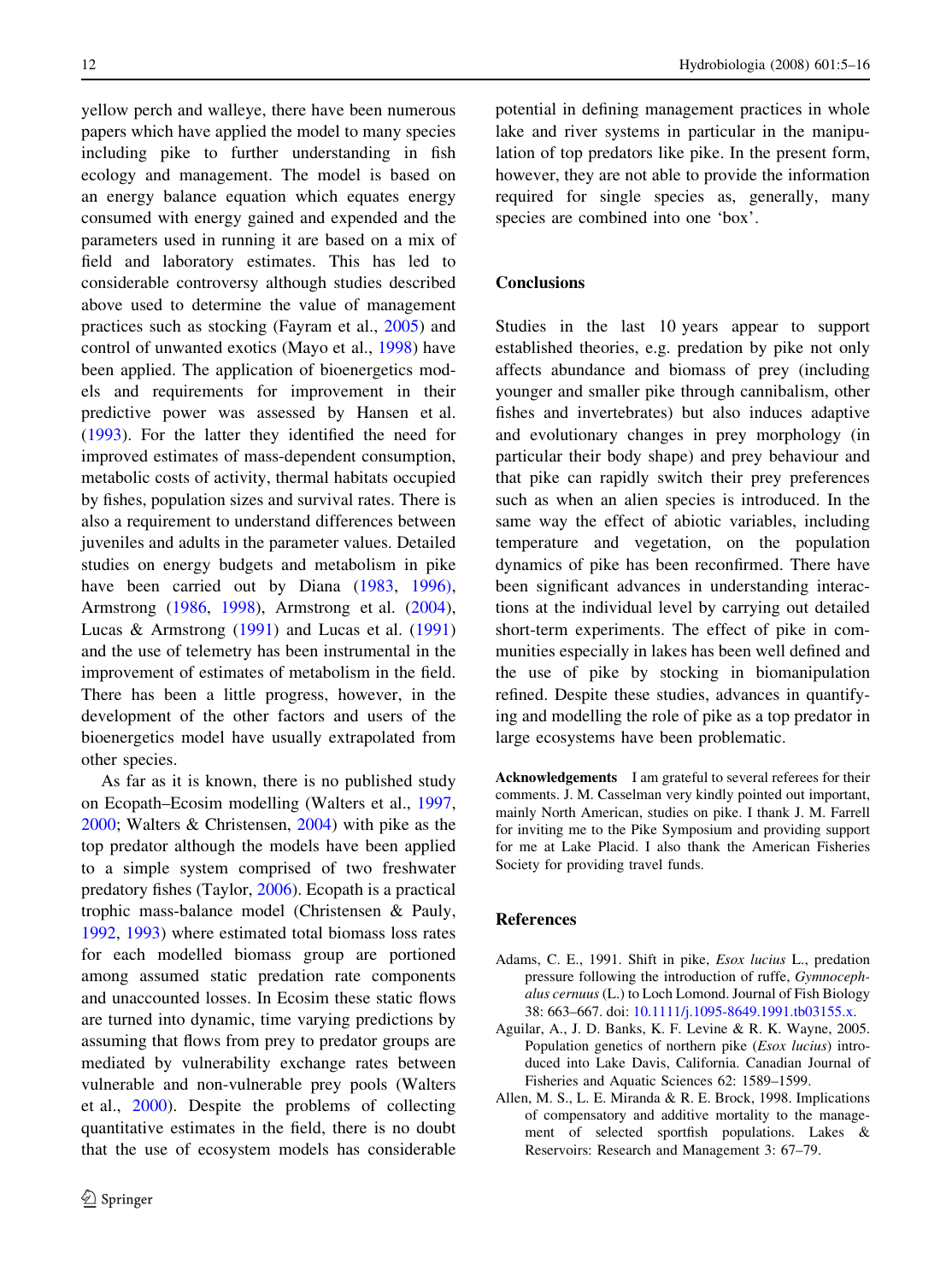yellow perch and walleye, there have been numerous papers which have applied the model to many species including pike to further understanding in fish ecology and management. The model is based on an energy balance equation which equates energy consumed with energy gained and expended and the parameters used in running it are based on a mix of field and laboratory estimates. This has led to considerable controversy although studies described above used to determine the value of management practices such as stocking (Fayram et al., 2005) and control of unwanted exotics (Mayo et al., 1998) have been applied. The application of bioenergetics models and requirements for improvement in their predictive power was assessed by Hansen et al. (1993). For the latter they identified the need for improved estimates of mass-dependent consumption, metabolic costs of activity, thermal habitats occupied by fishes, population sizes and survival rates. There is also a requirement to understand differences between juveniles and adults in the parameter values. Detailed studies on energy budgets and metabolism in pike have been carried out by Diana (1983, 1996), Armstrong (1986, 1998), Armstrong et al. (2004), Lucas & Armstrong (1991) and Lucas et al. (1991) and the use of telemetry has been instrumental in the improvement of estimates of metabolism in the field. There has been a little progress, however, in the development of the other factors and users of the bioenergetics model have usually extrapolated from other species.

As far as it is known, there is no published study on Ecopath–Ecosim modelling (Walters et al., 1997, 2000; Walters & Christensen, 2004) with pike as the top predator although the models have been applied to a simple system comprised of two freshwater predatory fishes (Taylor, 2006). Ecopath is a practical trophic mass-balance model (Christensen & Pauly, 1992, 1993) where estimated total biomass loss rates for each modelled biomass group are portioned among assumed static predation rate components and unaccounted losses. In Ecosim these static flows are turned into dynamic, time varying predictions by assuming that flows from prey to predator groups are mediated by vulnerability exchange rates between vulnerable and non-vulnerable prey pools (Walters et al., 2000). Despite the problems of collecting quantitative estimates in the field, there is no doubt that the use of ecosystem models has considerable potential in defining management practices in whole lake and river systems in particular in the manipulation of top predators like pike. In the present form, however, they are not able to provide the information required for single species as, generally, many species are combined into one 'box'.

## Conclusions

Studies in the last 10 years appear to support established theories, e.g. predation by pike not only affects abundance and biomass of prey (including younger and smaller pike through cannibalism, other fishes and invertebrates) but also induces adaptive and evolutionary changes in prey morphology (in particular their body shape) and prey behaviour and that pike can rapidly switch their prey preferences such as when an alien species is introduced. In the same way the effect of abiotic variables, including temperature and vegetation, on the population dynamics of pike has been reconfirmed. There have been significant advances in understanding interactions at the individual level by carrying out detailed short-term experiments. The effect of pike in communities especially in lakes has been well defined and the use of pike by stocking in biomanipulation refined. Despite these studies, advances in quantifying and modelling the role of pike as a top predator in large ecosystems have been problematic.

**Acknowledgements** I am grateful to several referees for their comments. J. M. Casselman very kindly pointed out important, mainly North American, studies on pike. I thank J. M. Farrell for inviting me to the Pike Symposium and providing support for me at Lake Placid. I also thank the American Fisheries Society for providing travel funds.

## References

Adams, C. E., 1991. Shift in pike, *Esox lucius* L., predation pressure following the introduction of ruffe, *Gymnocephalus cernuus* (L.) to Loch Lomond. Journal of Fish Biology 38: 663–667. doi: 10.1111/j.1095-8649.1991.tb03155.x.

Aguilar, A., J. D. Banks, K. F. Levine & R. K. Wayne, 2005. Population genetics of northern pike (*Esox lucius*) introduced into Lake Davis, California. Canadian Journal of Fisheries and Aquatic Sciences 62: 1589–1599.

Allen, M. S., L. E. Miranda & R. E. Brock, 1998. Implications of compensatory and additive mortality to the management of selected sportfish populations. Lakes & Reservoirs: Research and Management 3: 67–79.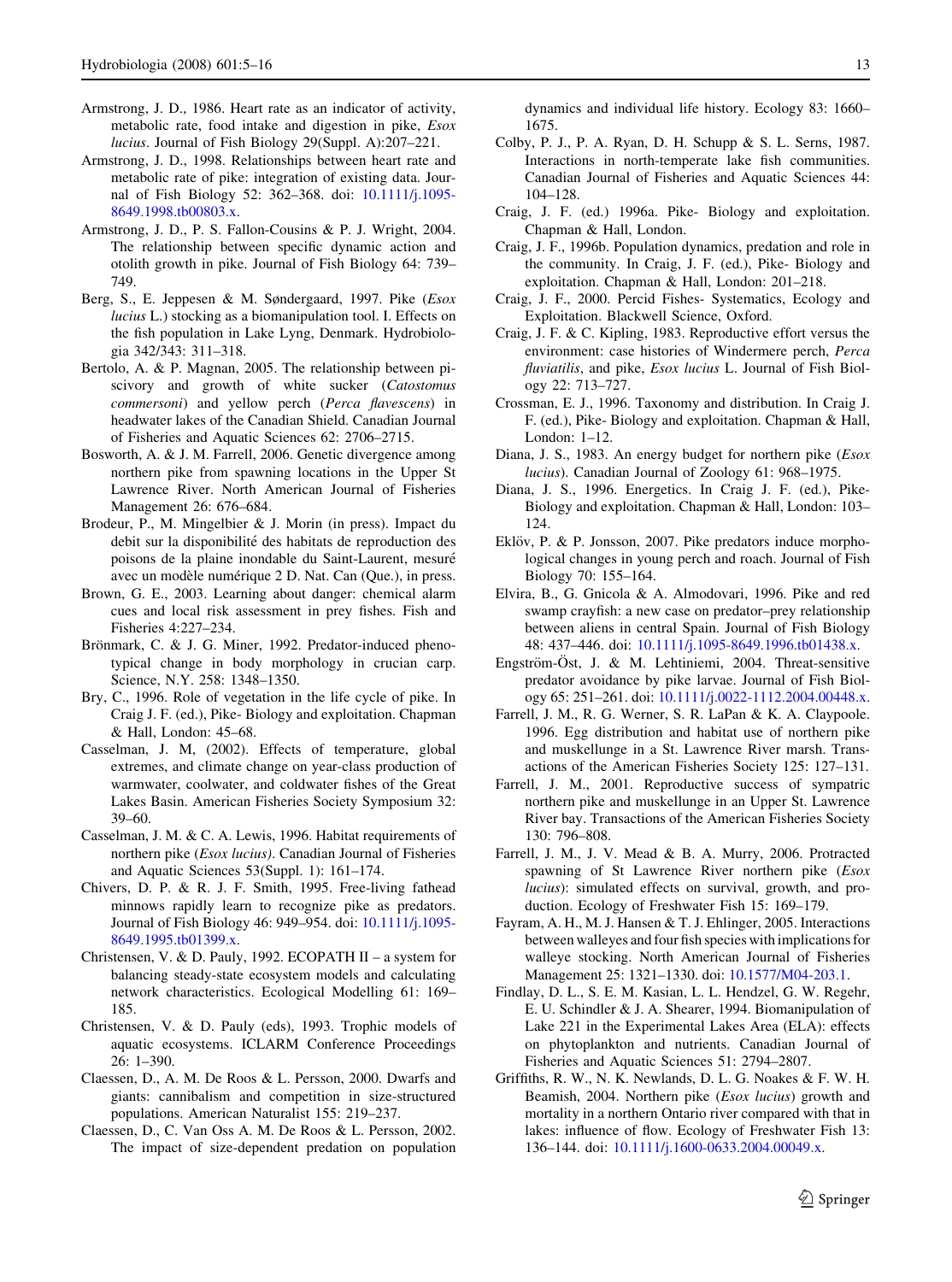Armstrong, J. D., 1986. Heart rate as an indicator of activity, metabolic rate, food intake and digestion in pike, *Esox lucius*. Journal of Fish Biology 29(Suppl. A):207–221.

Armstrong, J. D., 1998. Relationships between heart rate and metabolic rate of pike: integration of existing data. Journal of Fish Biology 52: 362–368. doi: 10.1111/j.1095-8649.1998.tb00803.x.

Armstrong, J. D., P. S. Fallon-Cousins & P. J. Wright, 2004. The relationship between specific dynamic action and otolith growth in pike. Journal of Fish Biology 64: 739–749.

Berg, S., E. Jeppesen & M. Søndergaard, 1997. Pike (*Esox lucius* L.) stocking as a biomanipulation tool. I. Effects on the fish population in Lake Lyng, Denmark. Hydrobiologia 342/343: 311–318.

Bertolo, A. & P. Magnan, 2005. The relationship between piscivory and growth of white sucker (*Catostomus commersoni*) and yellow perch (*Perca flavescens*) in headwater lakes of the Canadian Shield. Canadian Journal of Fisheries and Aquatic Sciences 62: 2706–2715.

Bosworth, A. & J. M. Farrell, 2006. Genetic divergence among northern pike from spawning locations in the Upper St Lawrence River. North American Journal of Fisheries Management 26: 676–684.

Brodeur, P., M. Mingelbier & J. Morin (in press). Impact du debit sur la disponibilité des habitats de reproduction des poisons de la plaine inondable du Saint-Laurent, mesuré avec un modèle numérique 2 D. Nat. Can (Que.), in press.

Brown, G. E., 2003. Learning about danger: chemical alarm cues and local risk assessment in prey fishes. Fish and Fisheries 4:227–234.

Brönmark, C. & J. G. Miner, 1992. Predator-induced phenotypical change in body morphology in crucian carp. Science, N.Y. 258: 1348–1350.

Bry, C., 1996. Role of vegetation in the life cycle of pike. In Craig J. F. (ed.), Pike- Biology and exploitation. Chapman & Hall, London: 45–68.

Casselman, J. M, (2002). Effects of temperature, global extremes, and climate change on year-class production of warmwater, coolwater, and coldwater fishes of the Great Lakes Basin. American Fisheries Society Symposium 32: 39–60.

Casselman, J. M. & C. A. Lewis, 1996. Habitat requirements of northern pike (*Esox lucius*). Canadian Journal of Fisheries and Aquatic Sciences 53(Suppl. 1): 161–174.

Chivers, D. P. & R. J. F. Smith, 1995. Free-living fathead minnows rapidly learn to recognize pike as predators. Journal of Fish Biology 46: 949–954. doi: 10.1111/j.1095-8649.1995.tb01399.x.

Christensen, V. & D. Pauly, 1992. ECOPATH II – a system for balancing steady-state ecosystem models and calculating network characteristics. Ecological Modelling 61: 169–185.

Christensen, V. & D. Pauly (eds), 1993. Trophic models of aquatic ecosystems. ICLARM Conference Proceedings 26: 1–390.

Claessen, D., A. M. De Roos & L. Persson, 2000. Dwarfs and giants: cannibalism and competition in size-structured populations. American Naturalist 155: 219–237.

Claessen, D., C. Van Oss A. M. De Roos & L. Persson, 2002. The impact of size-dependent predation on population dynamics and individual life history. Ecology 83: 1660–1675.

Colby, P. J., P. A. Ryan, D. H. Schupp & S. L. Serns, 1987. Interactions in north-temperate lake fish communities. Canadian Journal of Fisheries and Aquatic Sciences 44: 104–128.

Craig, J. F. (ed.) 1996a. Pike- Biology and exploitation. Chapman & Hall, London.

Craig, J. F., 1996b. Population dynamics, predation and role in the community. In Craig, J. F. (ed.), Pike- Biology and exploitation. Chapman & Hall, London: 201–218.

Craig, J. F., 2000. Percid Fishes- Systematics, Ecology and Exploitation. Blackwell Science, Oxford.

Craig, J. F. & C. Kipling, 1983. Reproductive effort versus the environment: case histories of Windermere perch, *Perca fluviatilis*, and pike, *Esox lucius* L. Journal of Fish Biology 22: 713–727.

Crossman, E. J., 1996. Taxonomy and distribution. In Craig J. F. (ed.), Pike- Biology and exploitation. Chapman & Hall, London: 1–12.

Diana, J. S., 1983. An energy budget for northern pike (*Esox lucius*). Canadian Journal of Zoology 61: 968–1975.

Diana, J. S., 1996. Energetics. In Craig J. F. (ed.), Pike- Biology and exploitation. Chapman & Hall, London: 103–124.

Eklöv, P. & P. Jonsson, 2007. Pike predators induce morphological changes in young perch and roach. Journal of Fish Biology 70: 155–164.

Elvira, B., G. Gnicola & A. Almodovari, 1996. Pike and red swamp crayfish: a new case on predator–prey relationship between aliens in central Spain. Journal of Fish Biology 48: 437–446. doi: 10.1111/j.1095-8649.1996.tb01438.x.

Engström-Öst, J. & M. Lehtiniemi, 2004. Threat-sensitive predator avoidance by pike larvae. Journal of Fish Biology 65: 251–261. doi: 10.1111/j.0022-1112.2004.00448.x.

Farrell, J. M., R. G. Werner, S. R. LaPan & K. A. Claypoole. 1996. Egg distribution and habitat use of northern pike and muskellunge in a St. Lawrence River marsh. Transactions of the American Fisheries Society 125: 127–131.

Farrell, J. M., 2001. Reproductive success of sympatric northern pike and muskellunge in an Upper St. Lawrence River bay. Transactions of the American Fisheries Society 130: 796–808.

Farrell, J. M., J. V. Mead & B. A. Murry, 2006. Protracted spawning of St Lawrence River northern pike (*Esox lucius*): simulated effects on survival, growth, and production. Ecology of Freshwater Fish 15: 169–179.

Fayram, A. H., M. J. Hansen & T. J. Ehlinger, 2005. Interactions between walleyes and four fish species with implications for walleye stocking. North American Journal of Fisheries Management 25: 1321–1330. doi: 10.1577/M04-203.1.

Findlay, D. L., S. E. M. Kasian, L. L. Hendzel, G. W. Regehr, E. U. Schindler & J. A. Shearer, 1994. Biomanipulation of Lake 221 in the Experimental Lakes Area (ELA): effects on phytoplankton and nutrients. Canadian Journal of Fisheries and Aquatic Sciences 51: 2794–2807.

Griffiths, R. W., N. K. Newlands, D. L. G. Noakes & F. W. H. Beamish, 2004. Northern pike (*Esox lucius*) growth and mortality in a northern Ontario river compared with that in lakes: influence of flow. Ecology of Freshwater Fish 13: 136–144. doi: 10.1111/j.1600-0633.2004.00049.x.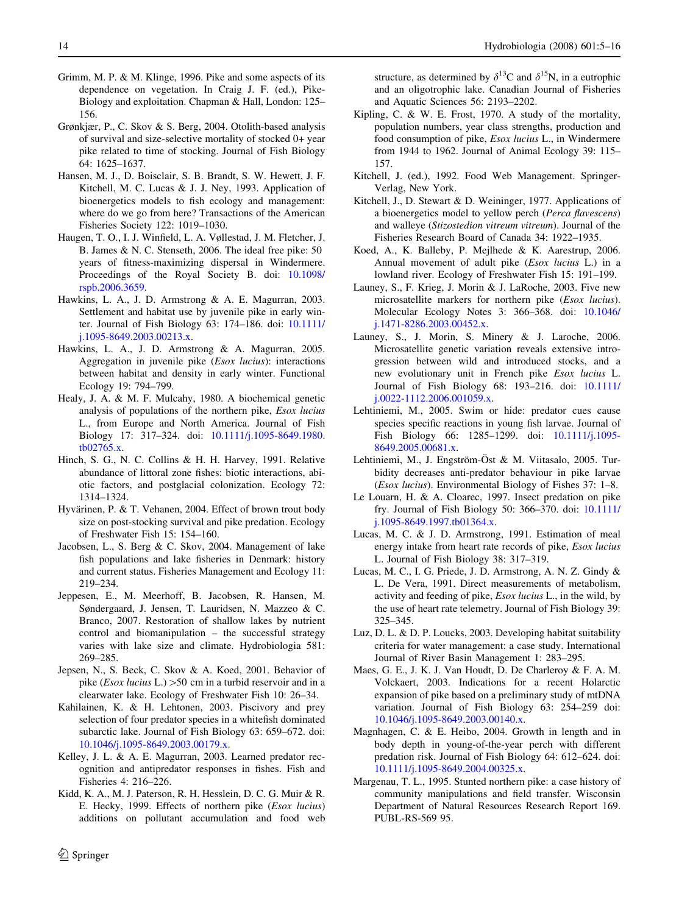Grimm, M. P. & M. Klinge, 1996. Pike and some aspects of its dependence on vegetation. In Craig J. F. (ed.), Pike-Biology and exploitation. Chapman & Hall, London: 125–156.

Grønkjær, P., C. Skov & S. Berg, 2004. Otolith-based analysis of survival and size-selective mortality of stocked 0+ year pike related to time of stocking. Journal of Fish Biology 64: 1625–1637.

Hansen, M. J., D. Boisclair, S. B. Brandt, S. W. Hewett, J. F. Kitchell, M. C. Lucas & J. J. Ney, 1993. Application of bioenergetics models to fish ecology and management: where do we go from here? Transactions of the American Fisheries Society 122: 1019–1030.

Haugen, T. O., I. J. Winfield, L. A. Vøllestad, J. M. Fletcher, J. B. James & N. C. Stenseth, 2006. The ideal free pike: 50 years of fitness-maximizing dispersal in Windermere. Proceedings of the Royal Society B. doi: 10.1098/rspb.2006.3659.

Hawkins, L. A., J. D. Armstrong & A. E. Magurran, 2003. Settlement and habitat use by juvenile pike in early winter. Journal of Fish Biology 63: 174–186. doi: 10.1111/j.1095-8649.2003.00213.x.

Hawkins, L. A., J. D. Armstrong & A. Magurran, 2005. Aggregation in juvenile pike (*Esox lucius*): interactions between habitat and density in early winter. Functional Ecology 19: 794–799.

Healy, J. A. & M. F. Mulcahy, 1980. A biochemical genetic analysis of populations of the northern pike, *Esox lucius* L., from Europe and North America. Journal of Fish Biology 17: 317–324. doi: 10.1111/j.1095-8649.1980.tb02765.x.

Hinch, S. G., N. C. Collins & H. H. Harvey, 1991. Relative abundance of littoral zone fishes: biotic interactions, abiotic factors, and postglacial colonization. Ecology 72: 1314–1324.

Hyvärinen, P. & T. Vehanen, 2004. Effect of brown trout body size on post-stocking survival and pike predation. Ecology of Freshwater Fish 15: 154–160.

Jacobsen, L., S. Berg & C. Skov, 2004. Management of lake fish populations and lake fisheries in Denmark: history and current status. Fisheries Management and Ecology 11: 219–234.

Jeppesen, E., M. Meerhoff, B. Jacobsen, R. Hansen, M. Søndergaard, J. Jensen, T. Lauridsen, N. Mazzeo & C. Branco, 2007. Restoration of shallow lakes by nutrient control and biomanipulation – the successful strategy varies with lake size and climate. Hydrobiologia 581: 269–285.

Jepsen, N., S. Beck, C. Skov & A. Koed, 2001. Behavior of pike (*Esox lucius* L.) >50 cm in a turbid reservoir and in a clearwater lake. Ecology of Freshwater Fish 10: 26–34.

Kahilainen, K. & H. Lehtonen, 2003. Piscivory and prey selection of four predator species in a whitefish dominated subarctic lake. Journal of Fish Biology 63: 659–672. doi: 10.1046/j.1095-8649.2003.00179.x.

Kelley, J. L. & A. E. Magurran, 2003. Learned predator recognition and antipredator responses in fishes. Fish and Fisheries 4: 216–226.

Kidd, K. A., M. J. Paterson, R. H. Hesslein, D. C. G. Muir & R. E. Hecky, 1999. Effects of northern pike (*Esox lucius*) additions on pollutant accumulation and food web structure, as determined by $\delta^{13}$C and $\delta^{15}$N, in a eutrophic and an oligotrophic lake. Canadian Journal of Fisheries and Aquatic Sciences 56: 2193–2202.

Kipling, C. & W. E. Frost, 1970. A study of the mortality, population numbers, year class strengths, production and food consumption of pike, *Esox lucius* L., in Windermere from 1944 to 1962. Journal of Animal Ecology 39: 115–157.

Kitchell, J. (ed.), 1992. Food Web Management. Springer-Verlag, New York.

Kitchell, J., D. Stewart & D. Weininger, 1977. Applications of a bioenergetics model to yellow perch (*Perca flavescens*) and walleye (*Stizostedion vitreum vitreum*). Journal of the Fisheries Research Board of Canada 34: 1922–1935.

Koed, A., K. Balleby, P. Mejlhede & K. Aarestrup, 2006. Annual movement of adult pike (*Esox lucius* L.) in a lowland river. Ecology of Freshwater Fish 15: 191–199.

Launey, S., F. Krieg, J. Morin & J. LaRoche, 2003. Five new microsatellite markers for northern pike (*Esox lucius*). Molecular Ecology Notes 3: 366–368. doi: 10.1046/j.1471-8286.2003.00452.x.

Launey, S., J. Morin, S. Minery & J. Laroche, 2006. Microsatellite genetic variation reveals extensive introgression between wild and introduced stocks, and a new evolutionary unit in French pike *Esox lucius* L. Journal of Fish Biology 68: 193–216. doi: 10.1111/j.0022-1112.2006.001059.x.

Lehtiniemi, M., 2005. Swim or hide: predator cues cause species specific reactions in young fish larvae. Journal of Fish Biology 66: 1285–1299. doi: 10.1111/j.1095-8649.2005.00681.x.

Lehtiniemi, M., J. Engström-Öst & M. Viitasalo, 2005. Turbidity decreases anti-predator behaviour in pike larvae (*Esox lucius*). Environmental Biology of Fishes 37: 1–8.

Le Louarn, H. & A. Cloarec, 1997. Insect predation on pike fry. Journal of Fish Biology 50: 366–370. doi: 10.1111/j.1095-8649.1997.tb01364.x.

Lucas, M. C. & J. D. Armstrong, 1991. Estimation of meal energy intake from heart rate records of pike, *Esox lucius* L. Journal of Fish Biology 38: 317–319.

Lucas, M. C., I. G. Priede, J. D. Armstrong, A. N. Z. Gindy & L. De Vera, 1991. Direct measurements of metabolism, activity and feeding of pike, *Esox lucius* L., in the wild, by the use of heart rate telemetry. Journal of Fish Biology 39: 325–345.

Luz, D. L. & D. P. Loucks, 2003. Developing habitat suitability criteria for water management: a case study. International Journal of River Basin Management 1: 283–295.

Maes, G. E., J. K. J. Van Houdt, D. De Charleroy & F. A. M. Volckaert, 2003. Indications for a recent Holarctic expansion of pike based on a preliminary study of mtDNA variation. Journal of Fish Biology 63: 254–259 doi: 10.1046/j.1095-8649.2003.00140.x.

Magnhagen, C. & E. Heibo, 2004. Growth in length and in body depth in young-of-the-year perch with different predation risk. Journal of Fish Biology 64: 612–624. doi: 10.1111/j.1095-8649.2004.00325.x.

Margenau, T. L., 1995. Stunted northern pike: a case history of community manipulations and field transfer. Wisconsin Department of Natural Resources Research Report 169. PUBL-RS-569 95.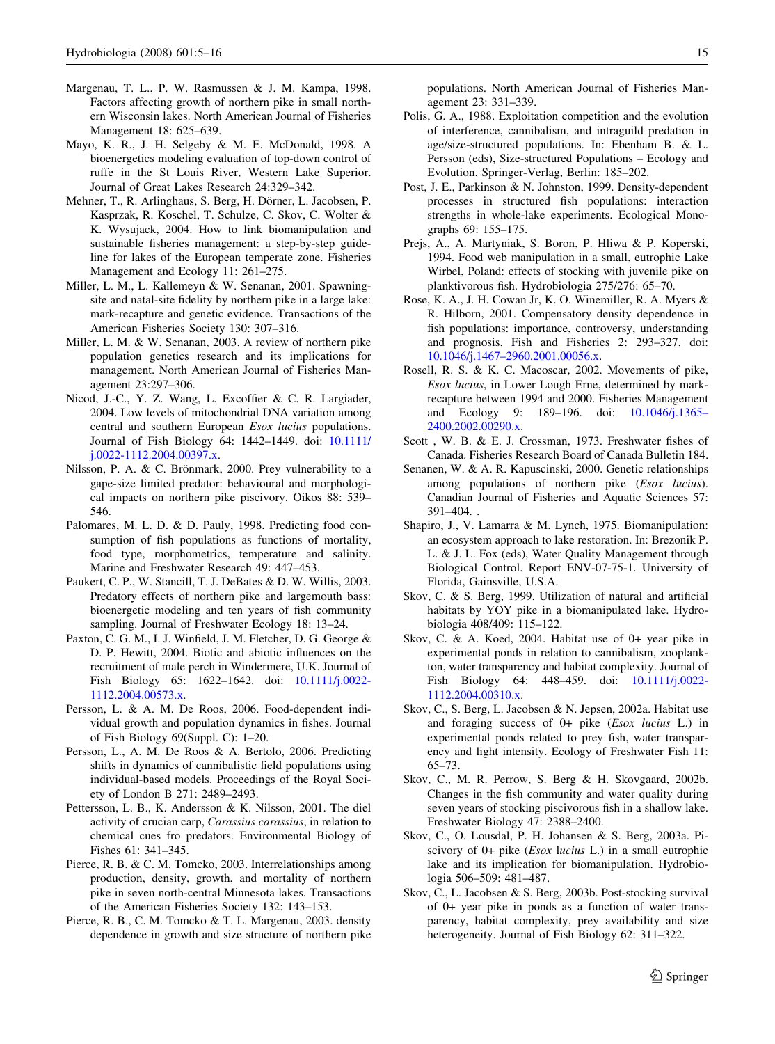Margenau, T. L., P. W. Rasmussen & J. M. Kampa, 1998. Factors affecting growth of northern pike in small northern Wisconsin lakes. North American Journal of Fisheries Management 18: 625–639.

Mayo, K. R., J. H. Selgeby & M. E. McDonald, 1998. A bioenergetics modeling evaluation of top-down control of ruffe in the St Louis River, Western Lake Superior. Journal of Great Lakes Research 24:329–342.

Mehner, T., R. Arlinghaus, S. Berg, H. Dörner, L. Jacobsen, P. Kasprzak, R. Koschel, T. Schulze, C. Skov, C. Wolter & K. Wysujack, 2004. How to link biomanipulation and sustainable fisheries management: a step-by-step guideline for lakes of the European temperate zone. Fisheries Management and Ecology 11: 261–275.

Miller, L. M., L. Kallemeyn & W. Senanan, 2001. Spawning-site and natal-site fidelity by northern pike in a large lake: mark-recapture and genetic evidence. Transactions of the American Fisheries Society 130: 307–316.

Miller, L. M. & W. Senanan, 2003. A review of northern pike population genetics research and its implications for management. North American Journal of Fisheries Management 23:297–306.

Nicod, J.-C., Y. Z. Wang, L. Excoffier & C. R. Largiader, 2004. Low levels of mitochondrial DNA variation among central and southern European *Esox lucius* populations. Journal of Fish Biology 64: 1442–1449. doi: 10.1111/j.0022-1112.2004.00397.x.

Nilsson, P. A. & C. Brönmark, 2000. Prey vulnerability to a gape-size limited predator: behavioural and morphological impacts on northern pike piscivory. Oikos 88: 539–546.

Palomares, M. L. D. & D. Pauly, 1998. Predicting food consumption of fish populations as functions of mortality, food type, morphometrics, temperature and salinity. Marine and Freshwater Research 49: 447–453.

Paukert, C. P., W. Stancill, T. J. DeBates & D. W. Willis, 2003. Predatory effects of northern pike and largemouth bass: bioenergetic modeling and ten years of fish community sampling. Journal of Freshwater Ecology 18: 13–24.

Paxton, C. G. M., I. J. Winfield, J. M. Fletcher, D. G. George & D. P. Hewitt, 2004. Biotic and abiotic influences on the recruitment of male perch in Windermere, U.K. Journal of Fish Biology 65: 1622–1642. doi: 10.1111/j.0022-1112.2004.00573.x.

Persson, L. & A. M. De Roos, 2006. Food-dependent individual growth and population dynamics in fishes. Journal of Fish Biology 69(Suppl. C): 1–20.

Persson, L., A. M. De Roos & A. Bertolo, 2006. Predicting shifts in dynamics of cannibalistic field populations using individual-based models. Proceedings of the Royal Society of London B 271: 2489–2493.

Pettersson, L. B., K. Andersson & K. Nilsson, 2001. The diel activity of crucian carp, *Carassius carassius*, in relation to chemical cues fro predators. Environmental Biology of Fishes 61: 341–345.

Pierce, R. B. & C. M. Tomcko, 2003. Interrelationships among production, density, growth, and mortality of northern pike in seven north-central Minnesota lakes. Transactions of the American Fisheries Society 132: 143–153.

Pierce, R. B., C. M. Tomcko & T. L. Margenau, 2003. density dependence in growth and size structure of northern pike populations. North American Journal of Fisheries Management 23: 331–339.

Polis, G. A., 1988. Exploitation competition and the evolution of interference, cannibalism, and intraguild predation in age/size-structured populations. In: Ebenham B. & L. Persson (eds), Size-structured Populations – Ecology and Evolution. Springer-Verlag, Berlin: 185–202.

Post, J. E., Parkinson & N. Johnston, 1999. Density-dependent processes in structured fish populations: interaction strengths in whole-lake experiments. Ecological Monographs 69: 155–175.

Prejs, A., A. Martyniak, S. Boron, P. Hliwa & P. Koperski, 1994. Food web manipulation in a small, eutrophic Lake Wirbel, Poland: effects of stocking with juvenile pike on planktivorous fish. Hydrobiologia 275/276: 65–70.

Rose, K. A., J. H. Cowan Jr, K. O. Winemiller, R. A. Myers & R. Hilborn, 2001. Compensatory density dependence in fish populations: importance, controversy, understanding and prognosis. Fish and Fisheries 2: 293–327. doi: 10.1046/j.1467–2960.2001.00056.x.

Rosell, R. S. & K. C. Macoscar, 2002. Movements of pike, *Esox lucius*, in Lower Lough Erne, determined by mark-recapture between 1994 and 2000. Fisheries Management and Ecology 9: 189–196. doi: 10.1046/j.1365–2400.2002.00290.x.

Scott , W. B. & E. J. Crossman, 1973. Freshwater fishes of Canada. Fisheries Research Board of Canada Bulletin 184.

Senanen, W. & A. R. Kapuscinski, 2000. Genetic relationships among populations of northern pike (*Esox lucius*). Canadian Journal of Fisheries and Aquatic Sciences 57: 391–404. .

Shapiro, J., V. Lamarra & M. Lynch, 1975. Biomanipulation: an ecosystem approach to lake restoration. In: Brezonik P. L. & J. L. Fox (eds), Water Quality Management through Biological Control. Report ENV-07-75-1. University of Florida, Gainsville, U.S.A.

Skov, C. & S. Berg, 1999. Utilization of natural and artificial habitats by YOY pike in a biomanipulated lake. Hydrobiologia 408/409: 115–122.

Skov, C. & A. Koed, 2004. Habitat use of 0+ year pike in experimental ponds in relation to cannibalism, zooplankton, water transparency and habitat complexity. Journal of Fish Biology 64: 448–459. doi: 10.1111/j.0022-1112.2004.00310.x.

Skov, C., S. Berg, L. Jacobsen & N. Jepsen, 2002a. Habitat use and foraging success of 0+ pike (*Esox lucius* L.) in experimental ponds related to prey fish, water transparency and light intensity. Ecology of Freshwater Fish 11: 65–73.

Skov, C., M. R. Perrow, S. Berg & H. Skovgaard, 2002b. Changes in the fish community and water quality during seven years of stocking piscivorous fish in a shallow lake. Freshwater Biology 47: 2388–2400.

Skov, C., O. Lousdal, P. H. Johansen & S. Berg, 2003a. Piscivory of 0+ pike (*Esox lucius* L.) in a small eutrophic lake and its implication for biomanipulation. Hydrobiologia 506–509: 481–487.

Skov, C., L. Jacobsen & S. Berg, 2003b. Post-stocking survival of 0+ year pike in ponds as a function of water transparency, habitat complexity, prey availability and size heterogeneity. Journal of Fish Biology 62: 311–322.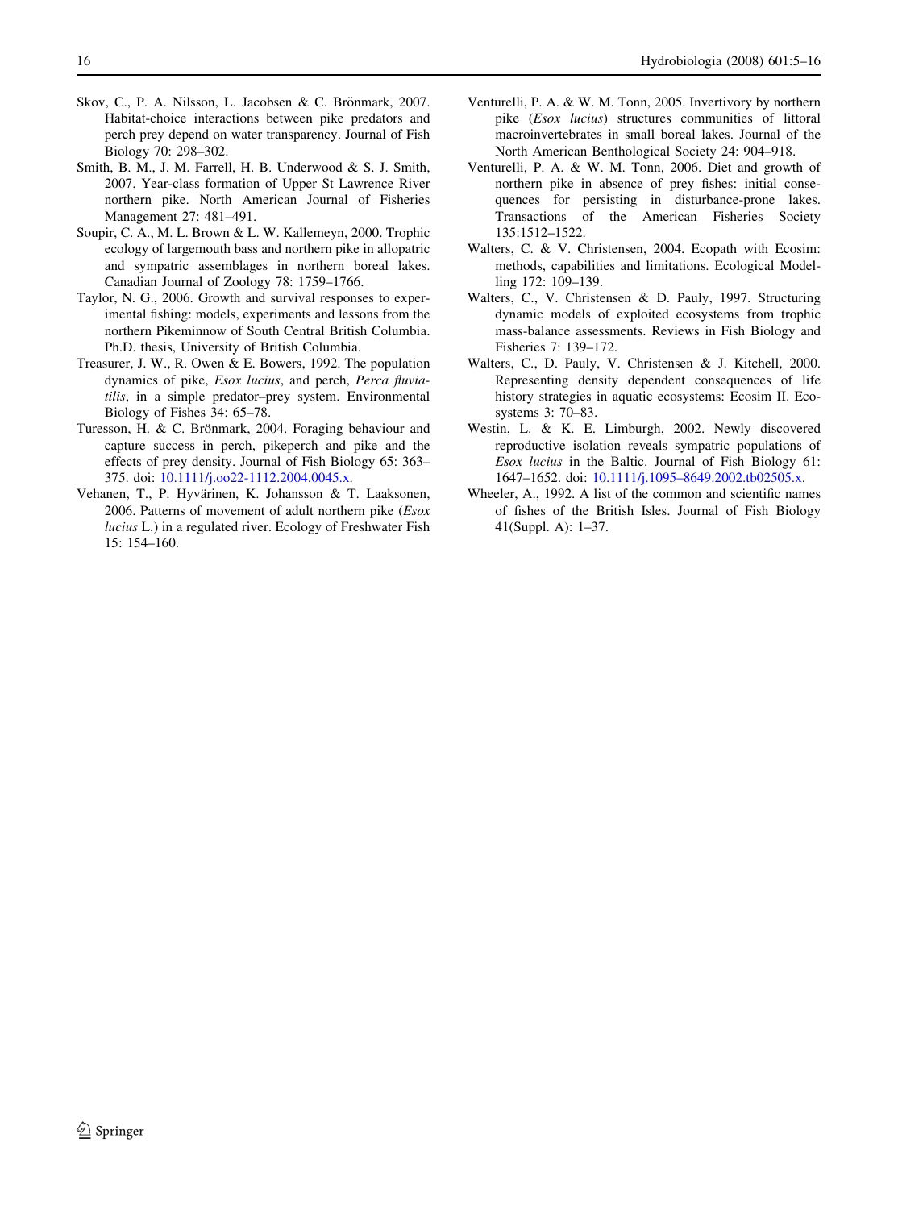Skov, C., P. A. Nilsson, L. Jacobsen & C. Brönmark, 2007. Habitat-choice interactions between pike predators and perch prey depend on water transparency. Journal of Fish Biology 70: 298–302.

Smith, B. M., J. M. Farrell, H. B. Underwood & S. J. Smith, 2007. Year-class formation of Upper St Lawrence River northern pike. North American Journal of Fisheries Management 27: 481–491.

Soupir, C. A., M. L. Brown & L. W. Kallemeyn, 2000. Trophic ecology of largemouth bass and northern pike in allopatric and sympatric assemblages in northern boreal lakes. Canadian Journal of Zoology 78: 1759–1766.

Taylor, N. G., 2006. Growth and survival responses to experimental fishing: models, experiments and lessons from the northern Pikeminnow of South Central British Columbia. Ph.D. thesis, University of British Columbia.

Treasurer, J. W., R. Owen & E. Bowers, 1992. The population dynamics of pike, *Esox lucius*, and perch, *Perca fluviatilis*, in a simple predator–prey system. Environmental Biology of Fishes 34: 65–78.

Turesson, H. & C. Brönmark, 2004. Foraging behaviour and capture success in perch, pikeperch and pike and the effects of prey density. Journal of Fish Biology 65: 363–375. doi: 10.1111/j.oo22-1112.2004.0045.x.

Vehanen, T., P. Hyvärinen, K. Johansson & T. Laaksonen, 2006. Patterns of movement of adult northern pike (*Esox lucius* L.) in a regulated river. Ecology of Freshwater Fish 15: 154–160.

Venturelli, P. A. & W. M. Tonn, 2005. Invertivory by northern pike (*Esox lucius*) structures communities of littoral macroinvertebrates in small boreal lakes. Journal of the North American Benthological Society 24: 904–918.

Venturelli, P. A. & W. M. Tonn, 2006. Diet and growth of northern pike in absence of prey fishes: initial consequences for persisting in disturbance-prone lakes. Transactions of the American Fisheries Society 135:1512–1522.

Walters, C. & V. Christensen, 2004. Ecopath with Ecosim: methods, capabilities and limitations. Ecological Modelling 172: 109–139.

Walters, C., V. Christensen & D. Pauly, 1997. Structuring dynamic models of exploited ecosystems from trophic mass-balance assessments. Reviews in Fish Biology and Fisheries 7: 139–172.

Walters, C., D. Pauly, V. Christensen & J. Kitchell, 2000. Representing density dependent consequences of life history strategies in aquatic ecosystems: Ecosim II. Ecosystems 3: 70–83.

Westin, L. & K. E. Limburgh, 2002. Newly discovered reproductive isolation reveals sympatric populations of *Esox lucius* in the Baltic. Journal of Fish Biology 61: 1647–1652. doi: 10.1111/j.1095–8649.2002.tb02505.x.

Wheeler, A., 1992. A list of the common and scientific names of fishes of the British Isles. Journal of Fish Biology 41(Suppl. A): 1–37.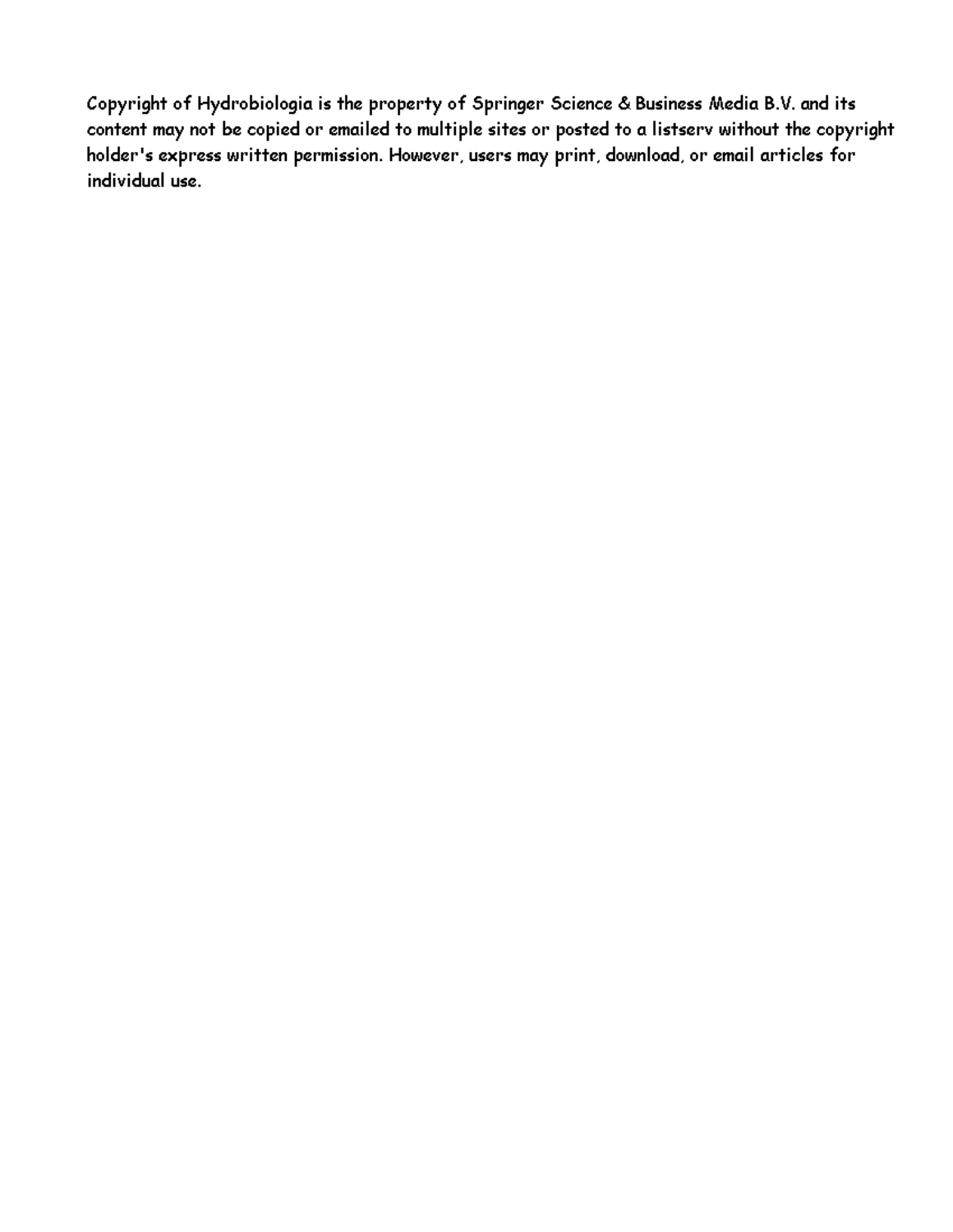Copyright of Hydrobiologia is the property of Springer Science & Business Media B.V. and its content may not be copied or emailed to multiple sites or posted to a listserv without the copyright holder's express written permission. However, users may print, download, or email articles for individual use.